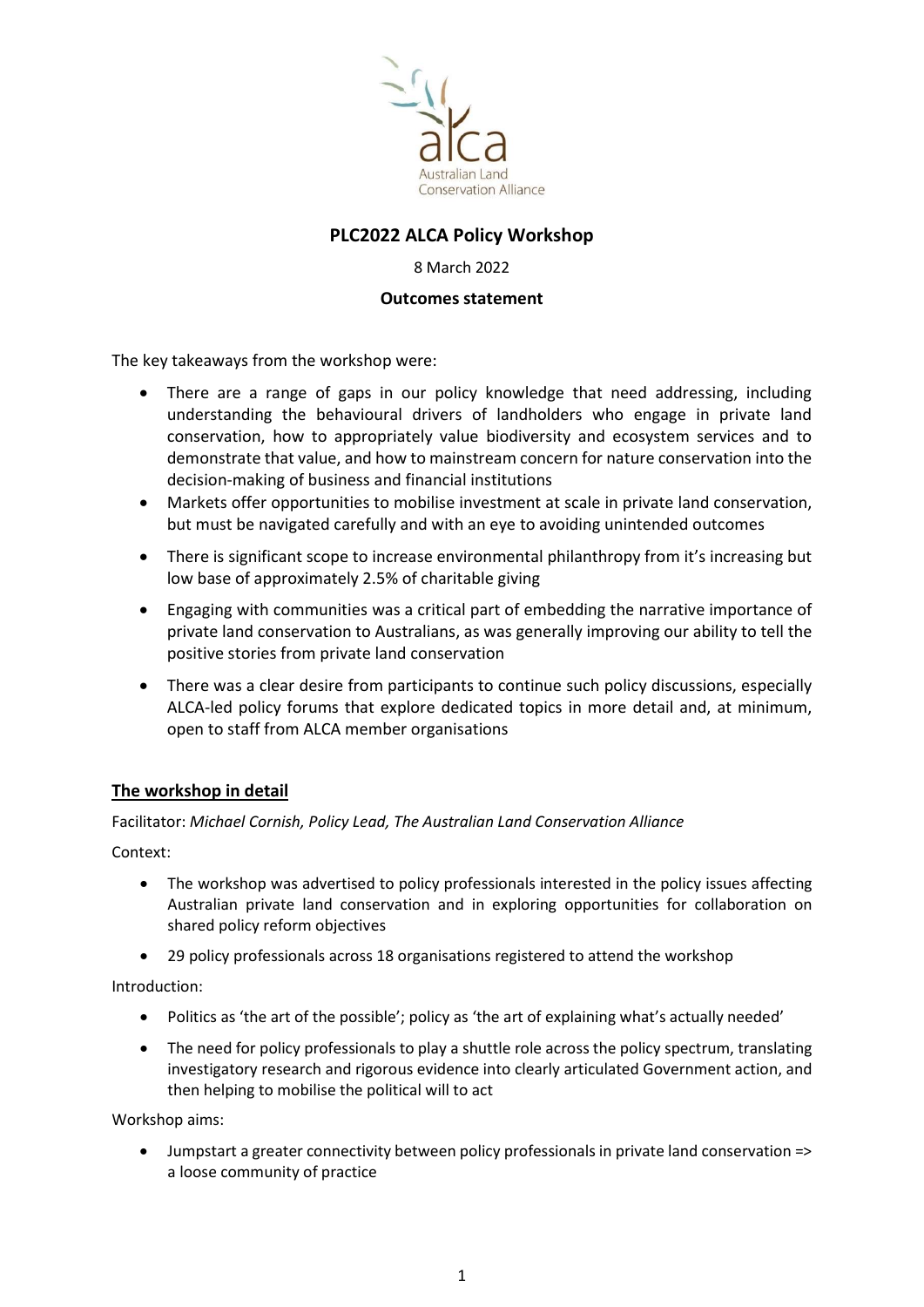alca
Australian Land
Conservation Alliance

# PLC2022 ALCA Policy Workshop

8 March 2022

**Outcomes statement**

The key takeaways from the workshop were:

- There are a range of gaps in our policy knowledge that need addressing, including understanding the behavioural drivers of landholders who engage in private land conservation, how to appropriately value biodiversity and ecosystem services and to demonstrate that value, and how to mainstream concern for nature conservation into the decision-making of business and financial institutions
- Markets offer opportunities to mobilise investment at scale in private land conservation, but must be navigated carefully and with an eye to avoiding unintended outcomes
- There is significant scope to increase environmental philanthropy from it's increasing but low base of approximately 2.5% of charitable giving
- Engaging with communities was a critical part of embedding the narrative importance of private land conservation to Australians, as was generally improving our ability to tell the positive stories from private land conservation
- There was a clear desire from participants to continue such policy discussions, especially ALCA-led policy forums that explore dedicated topics in more detail and, at minimum, open to staff from ALCA member organisations

## The workshop in detail

Facilitator: *Michael Cornish, Policy Lead, The Australian Land Conservation Alliance*

Context:

- The workshop was advertised to policy professionals interested in the policy issues affecting Australian private land conservation and in exploring opportunities for collaboration on shared policy reform objectives
- 29 policy professionals across 18 organisations registered to attend the workshop

Introduction:

- Politics as 'the art of the possible'; policy as 'the art of explaining what's actually needed'
- The need for policy professionals to play a shuttle role across the policy spectrum, translating investigatory research and rigorous evidence into clearly articulated Government action, and then helping to mobilise the political will to act

Workshop aims:

- Jumpstart a greater connectivity between policy professionals in private land conservation => a loose community of practice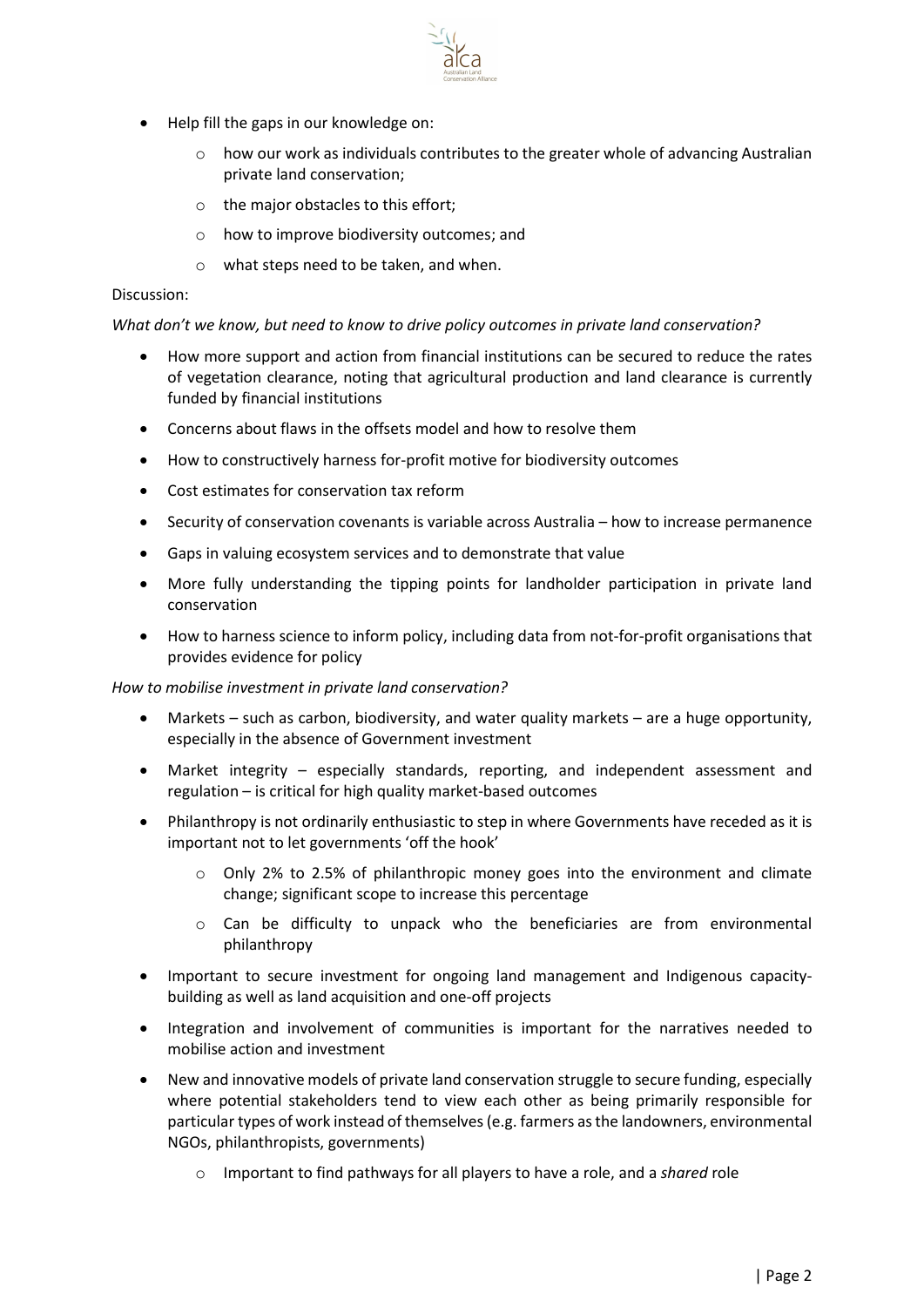- Help fill the gaps in our knowledge on:
  - how our work as individuals contributes to the greater whole of advancing Australian private land conservation;
  - the major obstacles to this effort;
  - how to improve biodiversity outcomes; and
  - what steps need to be taken, and when.

Discussion:

*What don't we know, but need to know to drive policy outcomes in private land conservation?*

- How more support and action from financial institutions can be secured to reduce the rates of vegetation clearance, noting that agricultural production and land clearance is currently funded by financial institutions
- Concerns about flaws in the offsets model and how to resolve them
- How to constructively harness for-profit motive for biodiversity outcomes
- Cost estimates for conservation tax reform
- Security of conservation covenants is variable across Australia – how to increase permanence
- Gaps in valuing ecosystem services and to demonstrate that value
- More fully understanding the tipping points for landholder participation in private land conservation
- How to harness science to inform policy, including data from not-for-profit organisations that provides evidence for policy

*How to mobilise investment in private land conservation?*

- Markets – such as carbon, biodiversity, and water quality markets – are a huge opportunity, especially in the absence of Government investment
- Market integrity – especially standards, reporting, and independent assessment and regulation – is critical for high quality market-based outcomes
- Philanthropy is not ordinarily enthusiastic to step in where Governments have receded as it is important not to let governments 'off the hook'
  - Only 2% to 2.5% of philanthropic money goes into the environment and climate change; significant scope to increase this percentage
  - Can be difficulty to unpack who the beneficiaries are from environmental philanthropy
- Important to secure investment for ongoing land management and Indigenous capacity-building as well as land acquisition and one-off projects
- Integration and involvement of communities is important for the narratives needed to mobilise action and investment
- New and innovative models of private land conservation struggle to secure funding, especially where potential stakeholders tend to view each other as being primarily responsible for particular types of work instead of themselves (e.g. farmers as the landowners, environmental NGOs, philanthropists, governments)
  - Important to find pathways for all players to have a role, and a *shared* role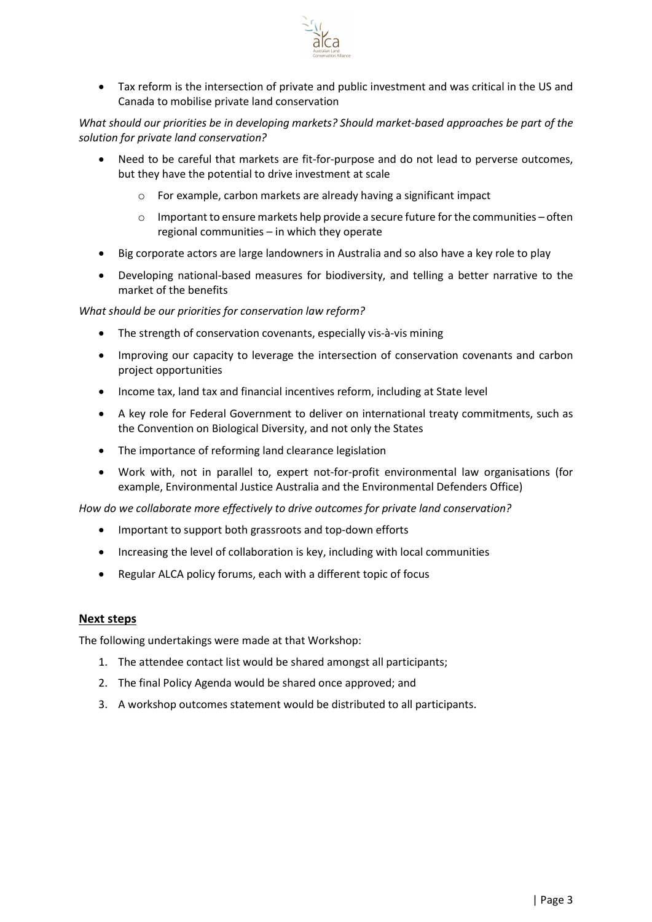- Tax reform is the intersection of private and public investment and was critical in the US and Canada to mobilise private land conservation

*What should our priorities be in developing markets? Should market-based approaches be part of the solution for private land conservation?*

- Need to be careful that markets are fit-for-purpose and do not lead to perverse outcomes, but they have the potential to drive investment at scale
  - For example, carbon markets are already having a significant impact
  - Important to ensure markets help provide a secure future for the communities – often regional communities – in which they operate
- Big corporate actors are large landowners in Australia and so also have a key role to play
- Developing national-based measures for biodiversity, and telling a better narrative to the market of the benefits

*What should be our priorities for conservation law reform?*

- The strength of conservation covenants, especially vis-à-vis mining
- Improving our capacity to leverage the intersection of conservation covenants and carbon project opportunities
- Income tax, land tax and financial incentives reform, including at State level
- A key role for Federal Government to deliver on international treaty commitments, such as the Convention on Biological Diversity, and not only the States
- The importance of reforming land clearance legislation
- Work with, not in parallel to, expert not-for-profit environmental law organisations (for example, Environmental Justice Australia and the Environmental Defenders Office)

*How do we collaborate more effectively to drive outcomes for private land conservation?*

- Important to support both grassroots and top-down efforts
- Increasing the level of collaboration is key, including with local communities
- Regular ALCA policy forums, each with a different topic of focus

## Next steps

The following undertakings were made at that Workshop:

1. The attendee contact list would be shared amongst all participants;
2. The final Policy Agenda would be shared once approved; and
3. A workshop outcomes statement would be distributed to all participants.